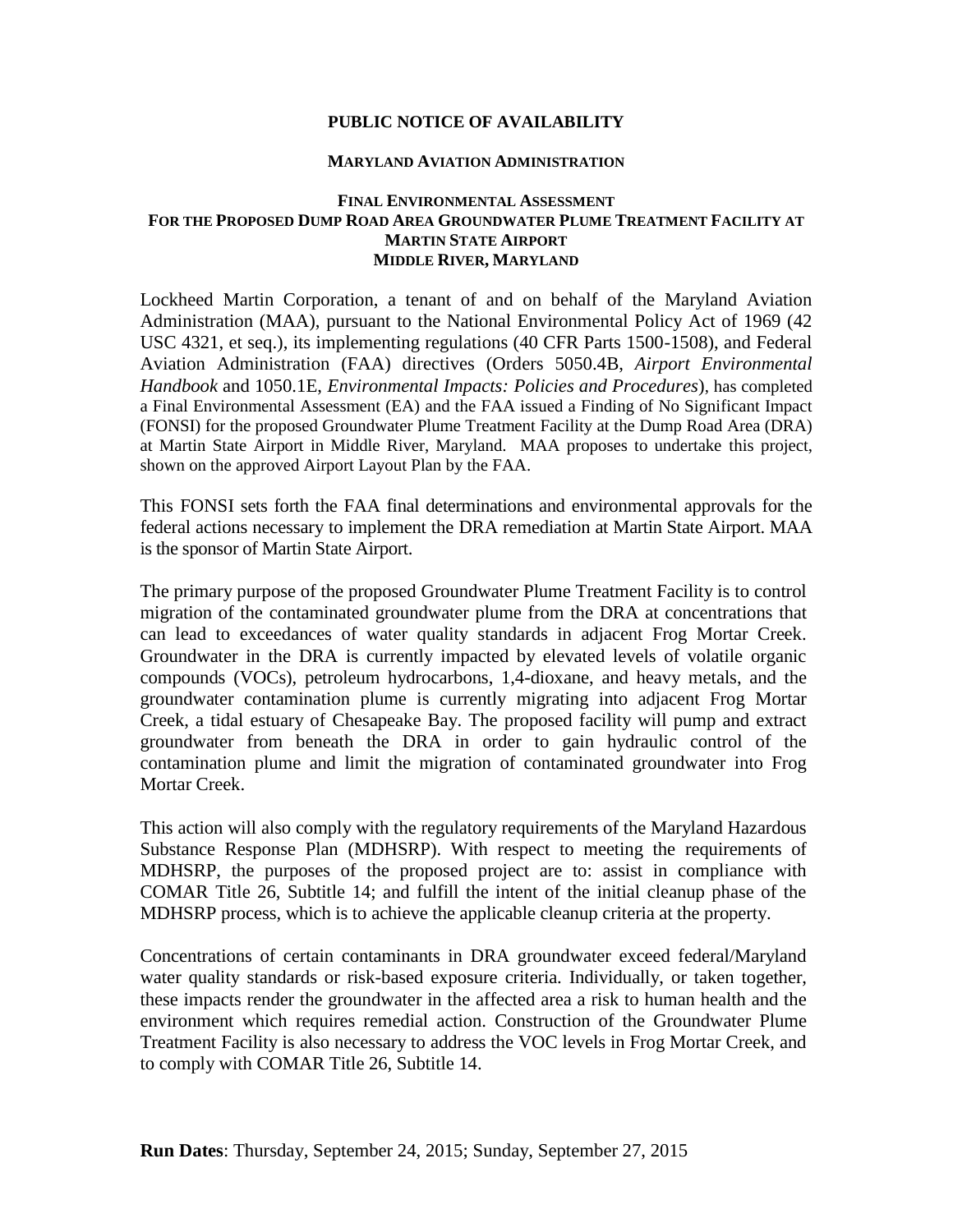**PUBLIC NOTICE OF AVAILABILITY**

**MARYLAND AVIATION ADMINISTRATION**

**FINAL ENVIRONMENTAL ASSESSMENT**
**FOR THE PROPOSED DUMP ROAD AREA GROUNDWATER PLUME TREATMENT FACILITY AT MARTIN STATE AIRPORT**
**MIDDLE RIVER, MARYLAND**

Lockheed Martin Corporation, a tenant of and on behalf of the Maryland Aviation Administration (MAA), pursuant to the National Environmental Policy Act of 1969 (42 USC 4321, et seq.), its implementing regulations (40 CFR Parts 1500-1508), and Federal Aviation Administration (FAA) directives (Orders 5050.4B, *Airport Environmental Handbook* and 1050.1E, *Environmental Impacts: Policies and Procedures*), has completed a Final Environmental Assessment (EA) and the FAA issued a Finding of No Significant Impact (FONSI) for the proposed Groundwater Plume Treatment Facility at the Dump Road Area (DRA) at Martin State Airport in Middle River, Maryland. MAA proposes to undertake this project, shown on the approved Airport Layout Plan by the FAA.

This FONSI sets forth the FAA final determinations and environmental approvals for the federal actions necessary to implement the DRA remediation at Martin State Airport. MAA is the sponsor of Martin State Airport.

The primary purpose of the proposed Groundwater Plume Treatment Facility is to control migration of the contaminated groundwater plume from the DRA at concentrations that can lead to exceedances of water quality standards in adjacent Frog Mortar Creek. Groundwater in the DRA is currently impacted by elevated levels of volatile organic compounds (VOCs), petroleum hydrocarbons, 1,4-dioxane, and heavy metals, and the groundwater contamination plume is currently migrating into adjacent Frog Mortar Creek, a tidal estuary of Chesapeake Bay. The proposed facility will pump and extract groundwater from beneath the DRA in order to gain hydraulic control of the contamination plume and limit the migration of contaminated groundwater into Frog Mortar Creek.

This action will also comply with the regulatory requirements of the Maryland Hazardous Substance Response Plan (MDHSRP). With respect to meeting the requirements of MDHSRP, the purposes of the proposed project are to: assist in compliance with COMAR Title 26, Subtitle 14; and fulfill the intent of the initial cleanup phase of the MDHSRP process, which is to achieve the applicable cleanup criteria at the property.

Concentrations of certain contaminants in DRA groundwater exceed federal/Maryland water quality standards or risk-based exposure criteria. Individually, or taken together, these impacts render the groundwater in the affected area a risk to human health and the environment which requires remedial action. Construction of the Groundwater Plume Treatment Facility is also necessary to address the VOC levels in Frog Mortar Creek, and to comply with COMAR Title 26, Subtitle 14.

**Run Dates**: Thursday, September 24, 2015; Sunday, September 27, 2015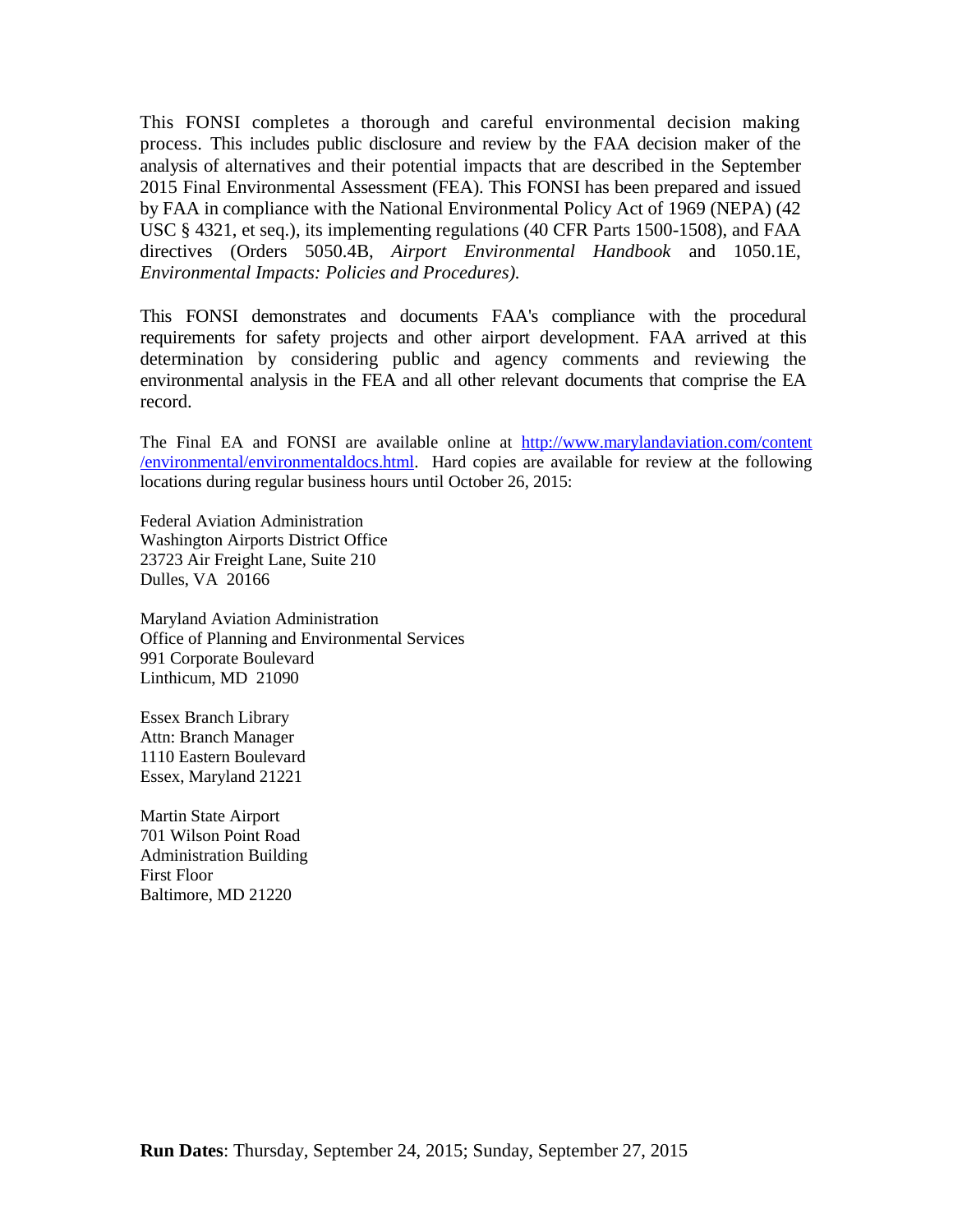This FONSI completes a thorough and careful environmental decision making process. This includes public disclosure and review by the FAA decision maker of the analysis of alternatives and their potential impacts that are described in the September 2015 Final Environmental Assessment (FEA). This FONSI has been prepared and issued by FAA in compliance with the National Environmental Policy Act of 1969 (NEPA) (42 USC § 4321, et seq.), its implementing regulations (40 CFR Parts 1500-1508), and FAA directives (Orders 5050.4B, *Airport Environmental Handbook* and 1050.1E, *Environmental Impacts: Policies and Procedures).*

This FONSI demonstrates and documents FAA's compliance with the procedural requirements for safety projects and other airport development. FAA arrived at this determination by considering public and agency comments and reviewing the environmental analysis in the FEA and all other relevant documents that comprise the EA record.

The Final EA and FONSI are available online at [http://www.marylandaviation.com/content/environmental/environmentaldocs.html](http://www.marylandaviation.com/content/environmental/environmentaldocs.html). Hard copies are available for review at the following locations during regular business hours until October 26, 2015:

Federal Aviation Administration
Washington Airports District Office
23723 Air Freight Lane, Suite 210
Dulles, VA 20166

Maryland Aviation Administration
Office of Planning and Environmental Services
991 Corporate Boulevard
Linthicum, MD 21090

Essex Branch Library
Attn: Branch Manager
1110 Eastern Boulevard
Essex, Maryland 21221

Martin State Airport
701 Wilson Point Road
Administration Building
First Floor
Baltimore, MD 21220

**Run Dates**: Thursday, September 24, 2015; Sunday, September 27, 2015